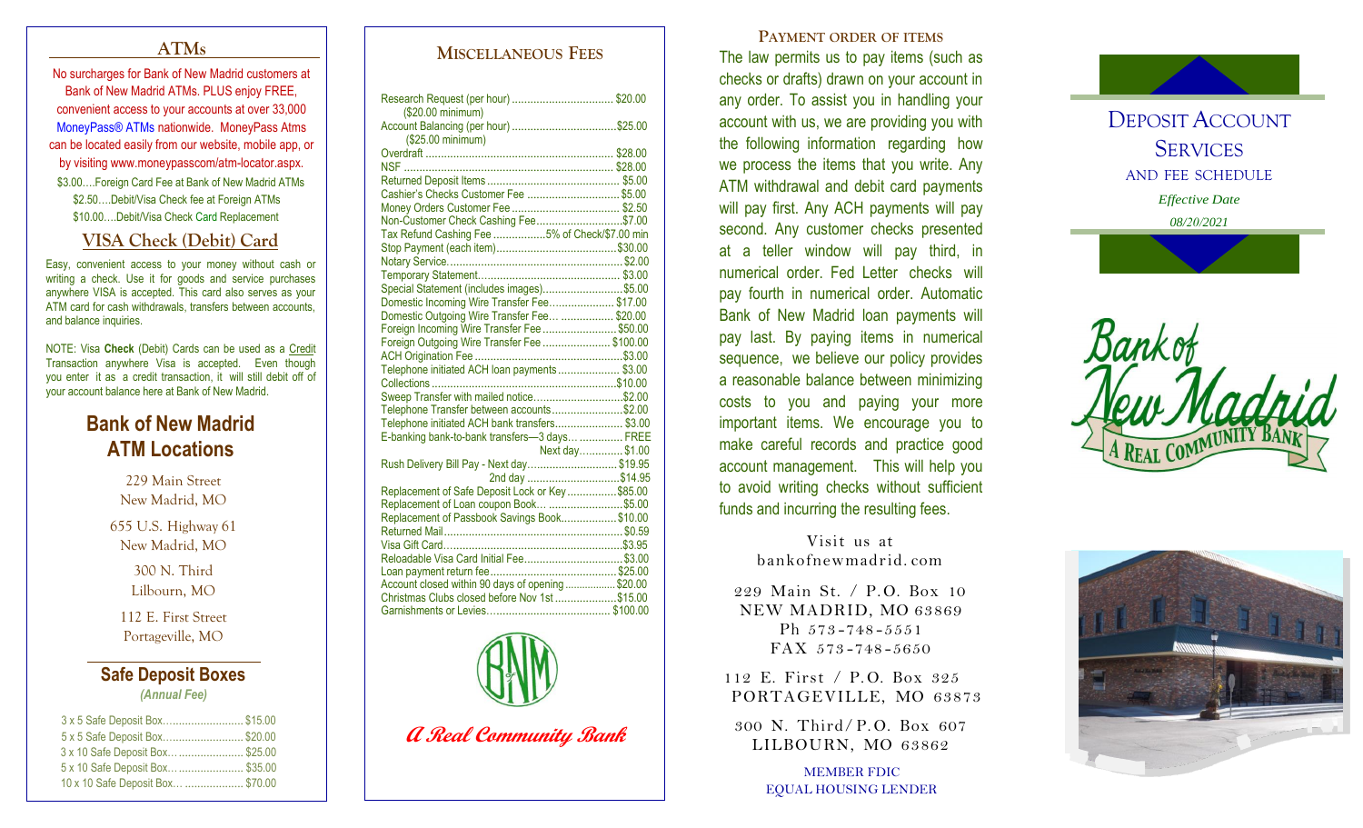## ATMs

No surcharges for Bank of New Madrid customers at Bank of New Madrid ATMs. PLUS enjoy FREE, convenient access to your accounts at over 33,000 MoneyPass® ATMs nationwide. MoneyPass Atms can be located easily from our website, mobile app, or by visiting www.moneypasscom/atm-locator.aspx.

$3.00….Foreign Card Fee at Bank of New Madrid ATMs
$2.50….Debit/Visa Check fee at Foreign ATMs
$10.00….Debit/Visa Check Card Replacement

## VISA Check (Debit) Card

Easy, convenient access to your money without cash or writing a check. Use it for goods and service purchases anywhere VISA is accepted. This card also serves as your ATM card for cash withdrawals, transfers between accounts, and balance inquiries.

NOTE: Visa **Check** (Debit) Cards can be used as a Credit Transaction anywhere Visa is accepted. Even though you enter it as a credit transaction, it will still debit off of your account balance here at Bank of New Madrid.

## Bank of New Madrid ATM Locations

229 Main Street
New Madrid, MO

655 U.S. Highway 61
New Madrid, MO

300 N. Third
Lilbourn, MO

112 E. First Street
Portageville, MO

## Safe Deposit Boxes

*(Annual Fee)*

| Box | Fee |
|---|---|
| 3 x 5 Safe Deposit Box | $15.00 |
| 5 x 5 Safe Deposit Box | $20.00 |
| 3 x 10 Safe Deposit Box | $25.00 |
| 5 x 10 Safe Deposit Box | $35.00 |
| 10 x 10 Safe Deposit Box | $70.00 |

## Miscellaneous Fees

| Item | Fee |
|---|---|
| Research Request (per hour) ($20.00 minimum) | $20.00 |
| Account Balancing (per hour) ($25.00 minimum) | $25.00 |
| Overdraft | $28.00 |
| NSF | $28.00 |
| Returned Deposit Items | $5.00 |
| Cashier's Checks Customer Fee | $5.00 |
| Money Orders Customer Fee | $2.50 |
| Non-Customer Check Cashing Fee | $7.00 |
| Tax Refund Cashing Fee | 5% of Check/$7.00 min |
| Stop Payment (each item) | $30.00 |
| Notary Service | $2.00 |
| Temporary Statement | $3.00 |
| Special Statement (includes images) | $5.00 |
| Domestic Incoming Wire Transfer Fee | $17.00 |
| Domestic Outgoing Wire Transfer Fee | $20.00 |
| Foreign Incoming Wire Transfer Fee | $50.00 |
| Foreign Outgoing Wire Transfer Fee | $100.00 |
| ACH Origination Fee | $3.00 |
| Telephone initiated ACH loan payments | $3.00 |
| Collections | $10.00 |
| Sweep Transfer with mailed notice | $2.00 |
| Telephone Transfer between accounts | $2.00 |
| Telephone initiated ACH bank transfers | $3.00 |
| E-banking bank-to-bank transfers—3 days | FREE |
| Next day | $1.00 |
| Rush Delivery Bill Pay - Next day | $19.95 |
| 2nd day | $14.95 |
| Replacement of Safe Deposit Lock or Key | $85.00 |
| Replacement of Loan coupon Book | $5.00 |
| Replacement of Passbook Savings Book | $10.00 |
| Returned Mail | $0.59 |
| Visa Gift Card | $3.95 |
| Reloadable Visa Card Initial Fee | $3.00 |
| Loan payment return fee | $25.00 |
| Account closed within 90 days of opening | $20.00 |
| Christmas Clubs closed before Nov 1st | $15.00 |
| Garnishments or Levies | $100.00 |

BNM

*A Real Community Bank*

## Payment order of items

The law permits us to pay items (such as checks or drafts) drawn on your account in any order. To assist you in handling your account with us, we are providing you with the following information regarding how we process the items that you write. Any ATM withdrawal and debit card payments will pay first. Any ACH payments will pay second. Any customer checks presented at a teller window will pay third, in numerical order. Fed Letter checks will pay fourth in numerical order. Automatic Bank of New Madrid loan payments will pay last. By paying items in numerical sequence, we believe our policy provides a reasonable balance between minimizing costs to you and paying your more important items. We encourage you to make careful records and practice good account management. This will help you to avoid writing checks without sufficient funds and incurring the resulting fees.

Visit us at
bankofnewmadrid.com

229 Main St. / P.O. Box 10
NEW MADRID, MO 63869
Ph 573-748-5551
FAX 573-748-5650

112 E. First / P.O. Box 325
PORTAGEVILLE, MO 63873

300 N. Third/P.O. Box 607
LILBOURN, MO 63862

MEMBER FDIC
EQUAL HOUSING LENDER

# Deposit Account Services

AND FEE SCHEDULE

*Effective Date*
*08/20/2021*

Bank of New Madrid
A Real Community Bank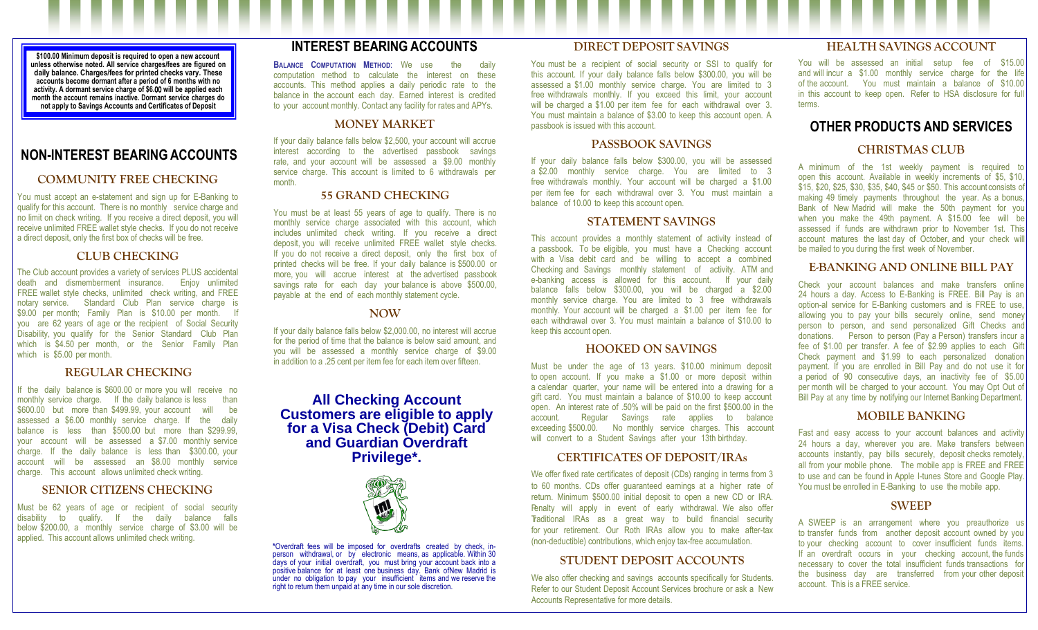**$100.00 Minimum deposit is required to open a new account unless otherwise noted. All service charges/fees are figured on daily balance. Charges/fees for printed checks vary. These accounts become dormant after a period of 6 months with no activity. A dormant service charge of $6.00 will be applied each month the account remains inactive. Dormant service charges do not apply to Savings Accounts and Certificates of Deposit**

# NON-INTEREST BEARING ACCOUNTS

## COMMUNITY FREE CHECKING

You must accept an e-statement and sign up for E-Banking to qualify for this account. There is no monthly service charge and no limit on check writing. If you receive a direct deposit, you will receive unlimited FREE wallet style checks. If you do not receive a direct deposit, only the first box of checks will be free.

## CLUB CHECKING

The Club account provides a variety of services PLUS accidental death and dismemberment insurance. Enjoy unlimited FREE wallet style checks, unlimited check writing, and FREE notary service. Standard Club Plan service charge is $9.00 per month; Family Plan is $10.00 per month. If you are 62 years of age or the recipient of Social Security Disability, you qualify for the Senior Standard Club Plan which is $4.50 per month, or the Senior Family Plan which is $5.00 per month.

## REGULAR CHECKING

If the daily balance is $600.00 or more you will receive no monthly service charge. If the daily balance is less than $600.00 but more than $499.99, your account will be assessed a $6.00 monthly service charge. If the daily balance is less than $500.00 but more than $299.99, your account will be assessed a $7.00 monthly service charge. If the daily balance is less than $300.00, your account will be assessed an $8.00 monthly service charge. This account allows unlimited check writing.

## SENIOR CITIZENS CHECKING

Must be 62 years of age or recipient of social security disability to qualify. If the daily balance falls below $200.00, a monthly service charge of $3.00 will be applied. This account allows unlimited check writing.

# INTEREST BEARING ACCOUNTS

**BALANCE COMPUTATION METHOD**: We use the daily computation method to calculate the interest on these accounts. This method applies a daily periodic rate to the balance in the account each day. Earned interest is credited to your account monthly. Contact any facility for rates and APYs.

## MONEY MARKET

If your daily balance falls below $2,500, your account will accrue interest according to the advertised passbook savings rate, and your account will be assessed a $9.00 monthly service charge. This account is limited to 6 withdrawals per month.

## 55 GRAND CHECKING

You must be at least 55 years of age to qualify. There is no monthly service charge associated with this account, which includes unlimited check writing. If you receive a direct deposit, you will receive unlimited FREE wallet style checks. If you do not receive a direct deposit, only the first box of printed checks will be free. If your daily balance is $500.00 or more, you will accrue interest at the advertised passbook savings rate for each day your balance is above $500.00, payable at the end of each monthly statement cycle.

## NOW

If your daily balance falls below $2,000.00, no interest will accrue for the period of time that the balance is below said amount, and you will be assessed a monthly service charge of $9.00 in addition to a .25 cent per item fee for each item over fifteen.

**All Checking Account Customers are eligible to apply for a Visa Check (Debit) Card and Guardian Overdraft Privilege\*.**

\*Overdraft fees will be imposed for overdrafts created by check, in-person withdrawal, or by electronic means, as applicable. Within 30 days of your initial overdraft, you must bring your account back into a positive balance for at least one business day. Bank ofNew Madrid is under no obligation to pay your insufficient items and we reserve the right to return them unpaid at any time in our sole discretion.

## DIRECT DEPOSIT SAVINGS

You must be a recipient of social security or SSI to qualify for this account. If your daily balance falls below $300.00, you will be assessed a $1.00 monthly service charge. You are limited to 3 free withdrawals monthly. If you exceed this limit, your account will be charged a $1.00 per item fee for each withdrawal over 3. You must maintain a balance of $3.00 to keep this account open. A passbook is issued with this account.

## PASSBOOK SAVINGS

If your daily balance falls below $300.00, you will be assessed a $2.00 monthly service charge. You are limited to 3 free withdrawals monthly. Your account will be charged a $1.00 per item fee for each withdrawal over 3. You must maintain a balance of 10.00 to keep this account open.

## STATEMENT SAVINGS

This account provides a monthly statement of activity instead of a passbook. To be eligible, you must have a Checking account with a Visa debit card and be willing to accept a combined Checking and Savings monthly statement of activity. ATM and e-banking access is allowed for this account. If your daily balance falls below $300.00, you will be charged a $2.00 monthly service charge. You are limited to 3 free withdrawals monthly. Your account will be charged a $1.00 per item fee for each withdrawal over 3. You must maintain a balance of $10.00 to keep this account open.

## HOOKED ON SAVINGS

Must be under the age of 13 years. $10.00 minimum deposit to open account. If you make a $1.00 or more deposit within a calendar quarter, your name will be entered into a drawing for a gift card. You must maintain a balance of $10.00 to keep account open. An interest rate of .50% will be paid on the first $500.00 in the account. Regular Savings rate applies to balance exceeding $500.00. No monthly service charges. This account will convert to a Student Savings after your 13th birthday.

## CERTIFICATES OF DEPOSIT/IRAs

We offer fixed rate certificates of deposit (CDs) ranging in terms from 3 to 60 months. CDs offer guaranteed earnings at a higher rate of return. Minimum $500.00 initial deposit to open a new CD or IRA. Penalty will apply in event of early withdrawal. We also offer Traditional IRAs as a great way to build financial security for your retirement. Our Roth IRAs allow you to make after-tax (non-deductible) contributions, which enjoy tax-free accumulation.

## STUDENT DEPOSIT ACCOUNTS

We also offer checking and savings accounts specifically for Students. Refer to our Student Deposit Account Services brochure or ask a New Accounts Representative for more details.

## HEALTH SAVINGS ACCOUNT

You will be assessed an initial setup fee of $15.00 and will incur a $1.00 monthly service charge for the life of the account. You must maintain a balance of $10.00 in this account to keep open. Refer to HSA disclosure for full terms.

# OTHER PRODUCTS AND SERVICES

## CHRISTMAS CLUB

A minimum of the 1st weekly payment is required to open this account. Available in weekly increments of $5, $10, $15, $20, $25, $30, $35, $40, $45 or $50. This account consists of making 49 timely payments throughout the year. As a bonus, Bank of New Madrid will make the 50th payment for you when you make the 49th payment. A $15.00 fee will be assessed if funds are withdrawn prior to November 1st. This account matures the last day of October, and your check will be mailed to you during the first week of November.

## E-BANKING AND ONLINE BILL PAY

Check your account balances and make transfers online 24 hours a day. Access to E-Banking is FREE. Bill Pay is an option-al service for E-Banking customers and is FREE to use, allowing you to pay your bills securely online, send money person to person, and send personalized Gift Checks and donations. Person to person (Pay a Person) transfers incur a fee of $1.00 per transfer. A fee of $2.99 applies to each Gift Check payment and $1.99 to each personalized donation payment. If you are enrolled in Bill Pay and do not use it for a period of 90 consecutive days, an inactivity fee of $5.00 per month will be charged to your account. You may Opt Out of Bill Pay at any time by notifying our Internet Banking Department.

## MOBILE BANKING

Fast and easy access to your account balances and activity 24 hours a day, wherever you are. Make transfers between accounts instantly, pay bills securely, deposit checks remotely, all from your mobile phone. The mobile app is FREE and FREE to use and can be found in Apple I-tunes Store and Google Play. You must be enrolled in E-Banking to use the mobile app.

## SWEEP

A SWEEP is an arrangement where you preauthorize us to transfer funds from another deposit account owned by you to your checking account to cover insufficient funds items. If an overdraft occurs in your checking account, the funds necessary to cover the total insufficient funds transactions for the business day are transferred from your other deposit account. This is a FREE service.